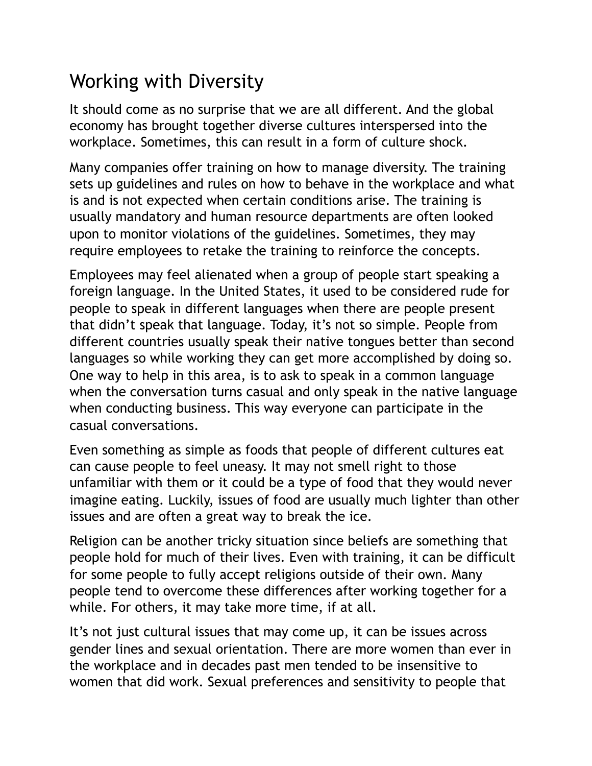# Working with Diversity

It should come as no surprise that we are all different. And the global economy has brought together diverse cultures interspersed into the workplace. Sometimes, this can result in a form of culture shock.

Many companies offer training on how to manage diversity. The training sets up guidelines and rules on how to behave in the workplace and what is and is not expected when certain conditions arise. The training is usually mandatory and human resource departments are often looked upon to monitor violations of the guidelines. Sometimes, they may require employees to retake the training to reinforce the concepts.

Employees may feel alienated when a group of people start speaking a foreign language. In the United States, it used to be considered rude for people to speak in different languages when there are people present that didn't speak that language. Today, it's not so simple. People from different countries usually speak their native tongues better than second languages so while working they can get more accomplished by doing so. One way to help in this area, is to ask to speak in a common language when the conversation turns casual and only speak in the native language when conducting business. This way everyone can participate in the casual conversations.

Even something as simple as foods that people of different cultures eat can cause people to feel uneasy. It may not smell right to those unfamiliar with them or it could be a type of food that they would never imagine eating. Luckily, issues of food are usually much lighter than other issues and are often a great way to break the ice.

Religion can be another tricky situation since beliefs are something that people hold for much of their lives. Even with training, it can be difficult for some people to fully accept religions outside of their own. Many people tend to overcome these differences after working together for a while. For others, it may take more time, if at all.

It's not just cultural issues that may come up, it can be issues across gender lines and sexual orientation. There are more women than ever in the workplace and in decades past men tended to be insensitive to women that did work. Sexual preferences and sensitivity to people that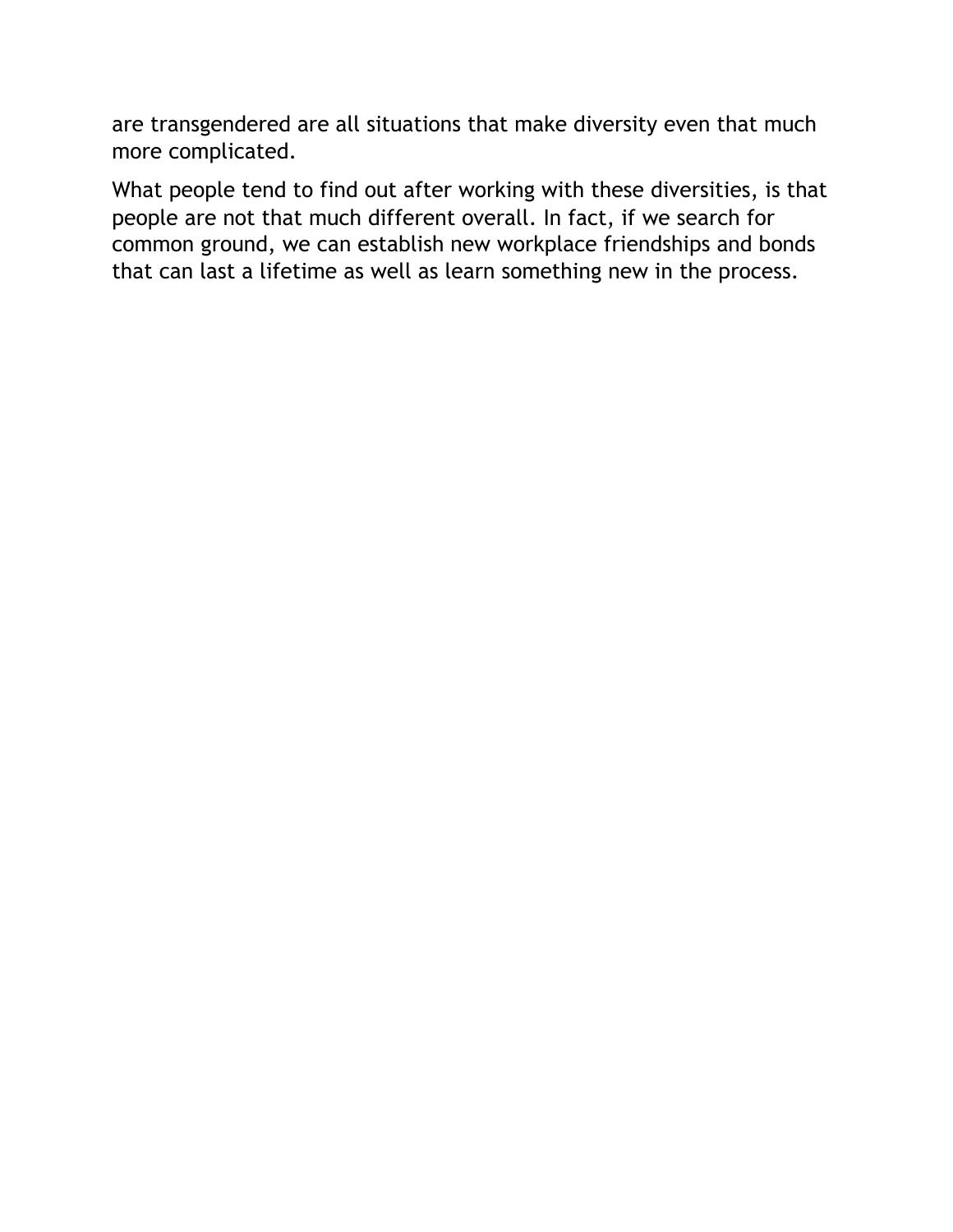are transgendered are all situations that make diversity even that much more complicated.

What people tend to find out after working with these diversities, is that people are not that much different overall. In fact, if we search for common ground, we can establish new workplace friendships and bonds that can last a lifetime as well as learn something new in the process.